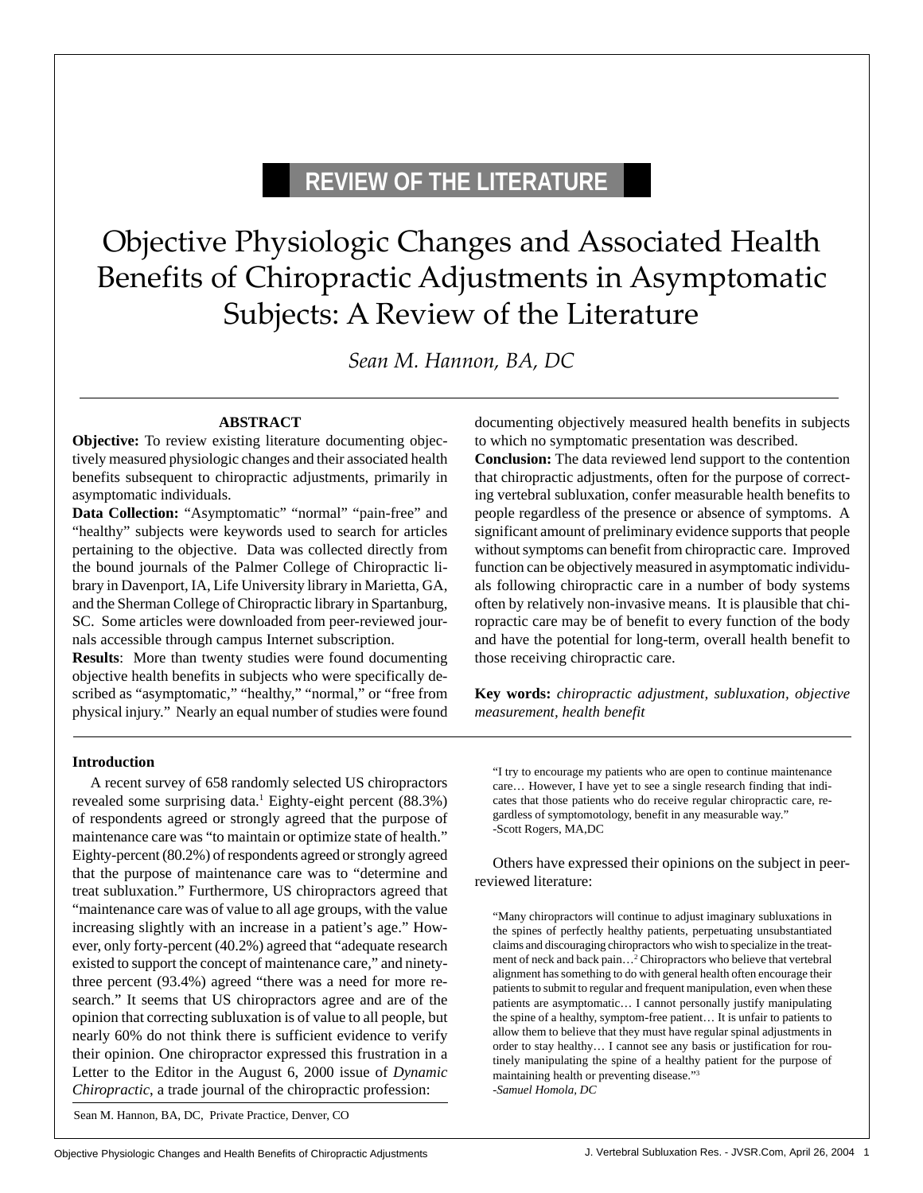REVIEW OF THE LITERATURE

# Objective Physiologic Changes and Associated Health Benefits of Chiropractic Adjustments in Asymptomatic Subjects: A Review of the Literature

*Sean M. Hannon, BA, DC*

## ABSTRACT

**Objective:** To review existing literature documenting objectively measured physiologic changes and their associated health benefits subsequent to chiropractic adjustments, primarily in asymptomatic individuals.

**Data Collection:** "Asymptomatic" "normal" "pain-free" and "healthy" subjects were keywords used to search for articles pertaining to the objective. Data was collected directly from the bound journals of the Palmer College of Chiropractic library in Davenport, IA, Life University library in Marietta, GA, and the Sherman College of Chiropractic library in Spartanburg, SC. Some articles were downloaded from peer-reviewed journals accessible through campus Internet subscription.

**Results**: More than twenty studies were found documenting objective health benefits in subjects who were specifically described as "asymptomatic," "healthy," "normal," or "free from physical injury." Nearly an equal number of studies were found documenting objectively measured health benefits in subjects to which no symptomatic presentation was described.

**Conclusion:** The data reviewed lend support to the contention that chiropractic adjustments, often for the purpose of correcting vertebral subluxation, confer measurable health benefits to people regardless of the presence or absence of symptoms. A significant amount of preliminary evidence supports that people without symptoms can benefit from chiropractic care. Improved function can be objectively measured in asymptomatic individuals following chiropractic care in a number of body systems often by relatively non-invasive means. It is plausible that chiropractic care may be of benefit to every function of the body and have the potential for long-term, overall health benefit to those receiving chiropractic care.

**Key words:** *chiropractic adjustment, subluxation, objective measurement, health benefit*

## Introduction

A recent survey of 658 randomly selected US chiropractors revealed some surprising data.[1] Eighty-eight percent (88.3%) of respondents agreed or strongly agreed that the purpose of maintenance care was "to maintain or optimize state of health." Eighty-percent (80.2%) of respondents agreed or strongly agreed that the purpose of maintenance care was to "determine and treat subluxation." Furthermore, US chiropractors agreed that "maintenance care was of value to all age groups, with the value increasing slightly with an increase in a patient's age." However, only forty-percent (40.2%) agreed that "adequate research existed to support the concept of maintenance care," and ninety-three percent (93.4%) agreed "there was a need for more research." It seems that US chiropractors agree and are of the opinion that correcting subluxation is of value to all people, but nearly 60% do not think there is sufficient evidence to verify their opinion. One chiropractor expressed this frustration in a Letter to the Editor in the August 6, 2000 issue of *Dynamic Chiropractic*, a trade journal of the chiropractic profession:

> "I try to encourage my patients who are open to continue maintenance care… However, I have yet to see a single research finding that indicates that those patients who do receive regular chiropractic care, regardless of symptomotology, benefit in any measurable way."
> -Scott Rogers, MA,DC

Others have expressed their opinions on the subject in peer-reviewed literature:

> "Many chiropractors will continue to adjust imaginary subluxations in the spines of perfectly healthy patients, perpetuating unsubstantiated claims and discouraging chiropractors who wish to specialize in the treatment of neck and back pain…[2] Chiropractors who believe that vertebral alignment has something to do with general health often encourage their patients to submit to regular and frequent manipulation, even when these patients are asymptomatic… I cannot personally justify manipulating the spine of a healthy, symptom-free patient… It is unfair to patients to allow them to believe that they must have regular spinal adjustments in order to stay healthy… I cannot see any basis or justification for routinely manipulating the spine of a healthy patient for the purpose of maintaining health or preventing disease."[3]
> *-Samuel Homola, DC*

Sean M. Hannon, BA, DC, Private Practice, Denver, CO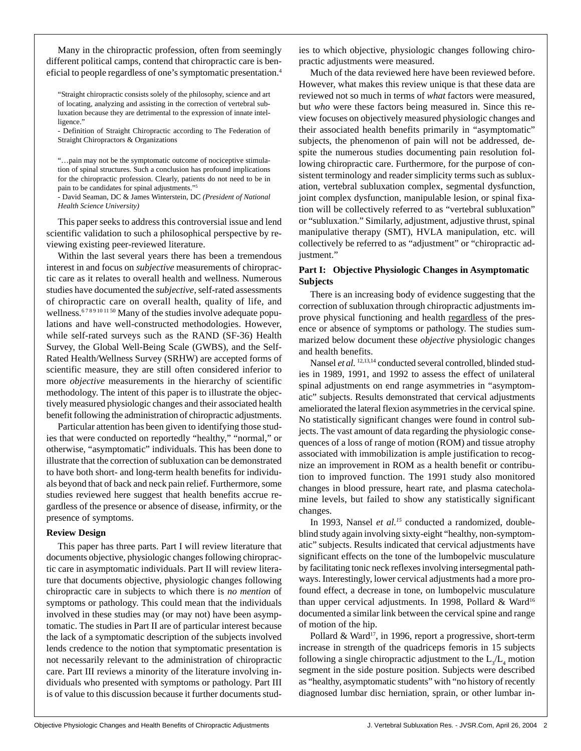Many in the chiropractic profession, often from seemingly different political camps, contend that chiropractic care is beneficial to people regardless of one's symptomatic presentation.[4]

> "Straight chiropractic consists solely of the philosophy, science and art of locating, analyzing and assisting in the correction of vertebral subluxation because they are detrimental to the expression of innate intelligence."
>
> - Definition of Straight Chiropractic according to The Federation of Straight Chiropractors & Organizations

> "…pain may not be the symptomatic outcome of nociceptive stimulation of spinal structures. Such a conclusion has profound implications for the chiropractic profession. Clearly, patients do not need to be in pain to be candidates for spinal adjustments."[5]
>
> - David Seaman, DC & James Winterstein, DC *(President of National Health Science University)*

This paper seeks to address this controversial issue and lend scientific validation to such a philosophical perspective by reviewing existing peer-reviewed literature.

Within the last several years there has been a tremendous interest in and focus on *subjective* measurements of chiropractic care as it relates to overall health and wellness. Numerous studies have documented the *subjective*, self-rated assessments of chiropractic care on overall health, quality of life, and wellness.[6 7 8 9 10 11 50] Many of the studies involve adequate populations and have well-constructed methodologies. However, while self-rated surveys such as the RAND (SF-36) Health Survey, the Global Well-Being Scale (GWBS), and the Self-Rated Health/Wellness Survey (SRHW) are accepted forms of scientific measure, they are still often considered inferior to more *objective* measurements in the hierarchy of scientific methodology. The intent of this paper is to illustrate the objectively measured physiologic changes and their associated health benefit following the administration of chiropractic adjustments.

Particular attention has been given to identifying those studies that were conducted on reportedly "healthy," "normal," or otherwise, "asymptomatic" individuals. This has been done to illustrate that the correction of subluxation can be demonstrated to have both short- and long-term health benefits for individuals beyond that of back and neck pain relief. Furthermore, some studies reviewed here suggest that health benefits accrue regardless of the presence or absence of disease, infirmity, or the presence of symptoms.

**Review Design**

This paper has three parts. Part I will review literature that documents objective, physiologic changes following chiropractic care in asymptomatic individuals. Part II will review literature that documents objective, physiologic changes following chiropractic care in subjects to which there is *no mention* of symptoms or pathology. This could mean that the individuals involved in these studies may (or may not) have been asymptomatic. The studies in Part II are of particular interest because the lack of a symptomatic description of the subjects involved lends credence to the notion that symptomatic presentation is not necessarily relevant to the administration of chiropractic care. Part III reviews a minority of the literature involving individuals who presented with symptoms or pathology. Part III is of value to this discussion because it further documents studies to which objective, physiologic changes following chiropractic adjustments were measured.

Much of the data reviewed here have been reviewed before. However, what makes this review unique is that these data are reviewed not so much in terms of *what* factors were measured, but *who* were these factors being measured in. Since this review focuses on objectively measured physiologic changes and their associated health benefits primarily in "asymptomatic" subjects, the phenomenon of pain will not be addressed, despite the numerous studies documenting pain resolution following chiropractic care. Furthermore, for the purpose of consistent terminology and reader simplicity terms such as subluxation, vertebral subluxation complex, segmental dysfunction, joint complex dysfunction, manipulable lesion, or spinal fixation will be collectively referred to as "vertebral subluxation" or "subluxation." Similarly, adjustment, adjustive thrust, spinal manipulative therapy (SMT), HVLA manipulation, etc. will collectively be referred to as "adjustment" or "chiropractic adjustment."

**Part I: Objective Physiologic Changes in Asymptomatic Subjects**

There is an increasing body of evidence suggesting that the correction of subluxation through chiropractic adjustments improve physical functioning and health regardless of the presence or absence of symptoms or pathology. The studies summarized below document these *objective* physiologic changes and health benefits.

Nansel *et al.*[12,13,14] conducted several controlled, blinded studies in 1989, 1991, and 1992 to assess the effect of unilateral spinal adjustments on end range asymmetries in "asymptomatic" subjects. Results demonstrated that cervical adjustments ameliorated the lateral flexion asymmetries in the cervical spine. No statistically significant changes were found in control subjects. The vast amount of data regarding the physiologic consequences of a loss of range of motion (ROM) and tissue atrophy associated with immobilization is ample justification to recognize an improvement in ROM as a health benefit or contribution to improved function. The 1991 study also monitored changes in blood pressure, heart rate, and plasma catecholamine levels, but failed to show any statistically significant changes.

In 1993, Nansel *et al.*[15] conducted a randomized, double-blind study again involving sixty-eight "healthy, non-symptomatic" subjects. Results indicated that cervical adjustments have significant effects on the tone of the lumbopelvic musculature by facilitating tonic neck reflexes involving intersegmental pathways. Interestingly, lower cervical adjustments had a more profound effect, a decrease in tone, on lumbopelvic musculature than upper cervical adjustments. In 1998, Pollard & Ward[16] documented a similar link between the cervical spine and range of motion of the hip.

Pollard & Ward[17], in 1996, report a progressive, short-term increase in strength of the quadriceps femoris in 15 subjects following a single chiropractic adjustment to the $L_3/L_4$ motion segment in the side posture position. Subjects were described as "healthy, asymptomatic students" with "no history of recently diagnosed lumbar disc herniation, sprain, or other lumbar in-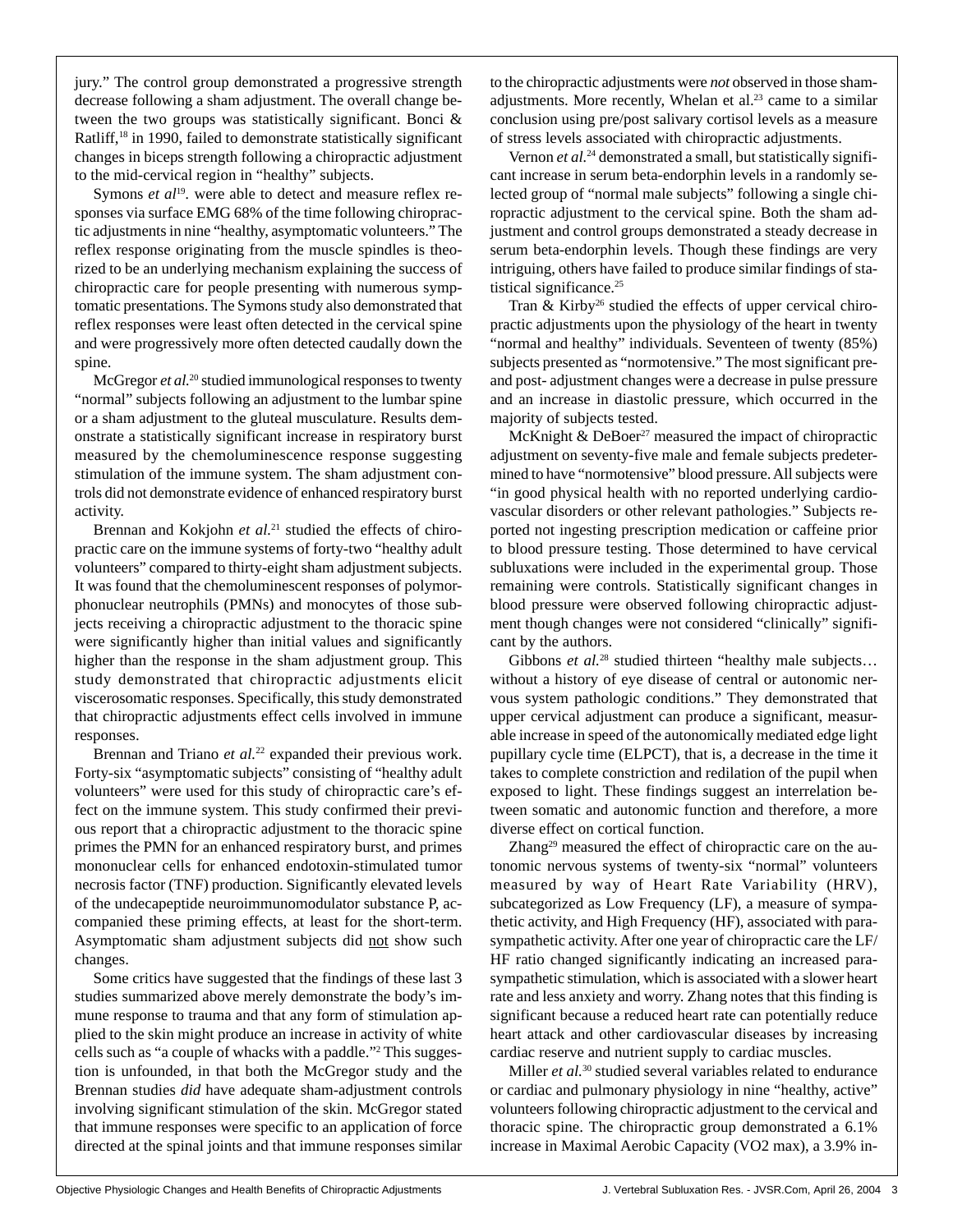jury." The control group demonstrated a progressive strength decrease following a sham adjustment. The overall change between the two groups was statistically significant. Bonci & Ratliff,[18] in 1990, failed to demonstrate statistically significant changes in biceps strength following a chiropractic adjustment to the mid-cervical region in "healthy" subjects.

Symons *et al*[19]. were able to detect and measure reflex responses via surface EMG 68% of the time following chiropractic adjustments in nine "healthy, asymptomatic volunteers." The reflex response originating from the muscle spindles is theorized to be an underlying mechanism explaining the success of chiropractic care for people presenting with numerous symptomatic presentations. The Symons study also demonstrated that reflex responses were least often detected in the cervical spine and were progressively more often detected caudally down the spine.

McGregor *et al.*[20] studied immunological responses to twenty "normal" subjects following an adjustment to the lumbar spine or a sham adjustment to the gluteal musculature. Results demonstrate a statistically significant increase in respiratory burst measured by the chemoluminescence response suggesting stimulation of the immune system. The sham adjustment controls did not demonstrate evidence of enhanced respiratory burst activity.

Brennan and Kokjohn *et al.*[21] studied the effects of chiropractic care on the immune systems of forty-two "healthy adult volunteers" compared to thirty-eight sham adjustment subjects. It was found that the chemoluminescent responses of polymorphonuclear neutrophils (PMNs) and monocytes of those subjects receiving a chiropractic adjustment to the thoracic spine were significantly higher than initial values and significantly higher than the response in the sham adjustment group. This study demonstrated that chiropractic adjustments elicit viscerosomatic responses. Specifically, this study demonstrated that chiropractic adjustments effect cells involved in immune responses.

Brennan and Triano *et al.*[22] expanded their previous work. Forty-six "asymptomatic subjects" consisting of "healthy adult volunteers" were used for this study of chiropractic care's effect on the immune system. This study confirmed their previous report that a chiropractic adjustment to the thoracic spine primes the PMN for an enhanced respiratory burst, and primes mononuclear cells for enhanced endotoxin-stimulated tumor necrosis factor (TNF) production. Significantly elevated levels of the undecapeptide neuroimmunomodulator substance P, accompanied these priming effects, at least for the short-term. Asymptomatic sham adjustment subjects did <u>not</u> show such changes.

Some critics have suggested that the findings of these last 3 studies summarized above merely demonstrate the body's immune response to trauma and that any form of stimulation applied to the skin might produce an increase in activity of white cells such as "a couple of whacks with a paddle."[2] This suggestion is unfounded, in that both the McGregor study and the Brennan studies *did* have adequate sham-adjustment controls involving significant stimulation of the skin. McGregor stated that immune responses were specific to an application of force directed at the spinal joints and that immune responses similar to the chiropractic adjustments were *not* observed in those sham-adjustments. More recently, Whelan et al.[23] came to a similar conclusion using pre/post salivary cortisol levels as a measure of stress levels associated with chiropractic adjustments.

Vernon *et al.*[24] demonstrated a small, but statistically significant increase in serum beta-endorphin levels in a randomly selected group of "normal male subjects" following a single chiropractic adjustment to the cervical spine. Both the sham adjustment and control groups demonstrated a steady decrease in serum beta-endorphin levels. Though these findings are very intriguing, others have failed to produce similar findings of statistical significance.[25]

Tran & Kirby[26] studied the effects of upper cervical chiropractic adjustments upon the physiology of the heart in twenty "normal and healthy" individuals. Seventeen of twenty (85%) subjects presented as "normotensive." The most significant pre- and post- adjustment changes were a decrease in pulse pressure and an increase in diastolic pressure, which occurred in the majority of subjects tested.

McKnight & DeBoer[27] measured the impact of chiropractic adjustment on seventy-five male and female subjects predetermined to have "normotensive" blood pressure. All subjects were "in good physical health with no reported underlying cardiovascular disorders or other relevant pathologies." Subjects reported not ingesting prescription medication or caffeine prior to blood pressure testing. Those determined to have cervical subluxations were included in the experimental group. Those remaining were controls. Statistically significant changes in blood pressure were observed following chiropractic adjustment though changes were not considered "clinically" significant by the authors.

Gibbons *et al.*[28] studied thirteen "healthy male subjects… without a history of eye disease of central or autonomic nervous system pathologic conditions." They demonstrated that upper cervical adjustment can produce a significant, measurable increase in speed of the autonomically mediated edge light pupillary cycle time (ELPCT), that is, a decrease in the time it takes to complete constriction and redilation of the pupil when exposed to light. These findings suggest an interrelation between somatic and autonomic function and therefore, a more diverse effect on cortical function.

Zhang[29] measured the effect of chiropractic care on the autonomic nervous systems of twenty-six "normal" volunteers measured by way of Heart Rate Variability (HRV), subcategorized as Low Frequency (LF), a measure of sympathetic activity, and High Frequency (HF), associated with parasympathetic activity. After one year of chiropractic care the LF/HF ratio changed significantly indicating an increased parasympathetic stimulation, which is associated with a slower heart rate and less anxiety and worry. Zhang notes that this finding is significant because a reduced heart rate can potentially reduce heart attack and other cardiovascular diseases by increasing cardiac reserve and nutrient supply to cardiac muscles.

Miller *et al.*[30] studied several variables related to endurance or cardiac and pulmonary physiology in nine "healthy, active" volunteers following chiropractic adjustment to the cervical and thoracic spine. The chiropractic group demonstrated a 6.1% increase in Maximal Aerobic Capacity (VO2 max), a 3.9% in-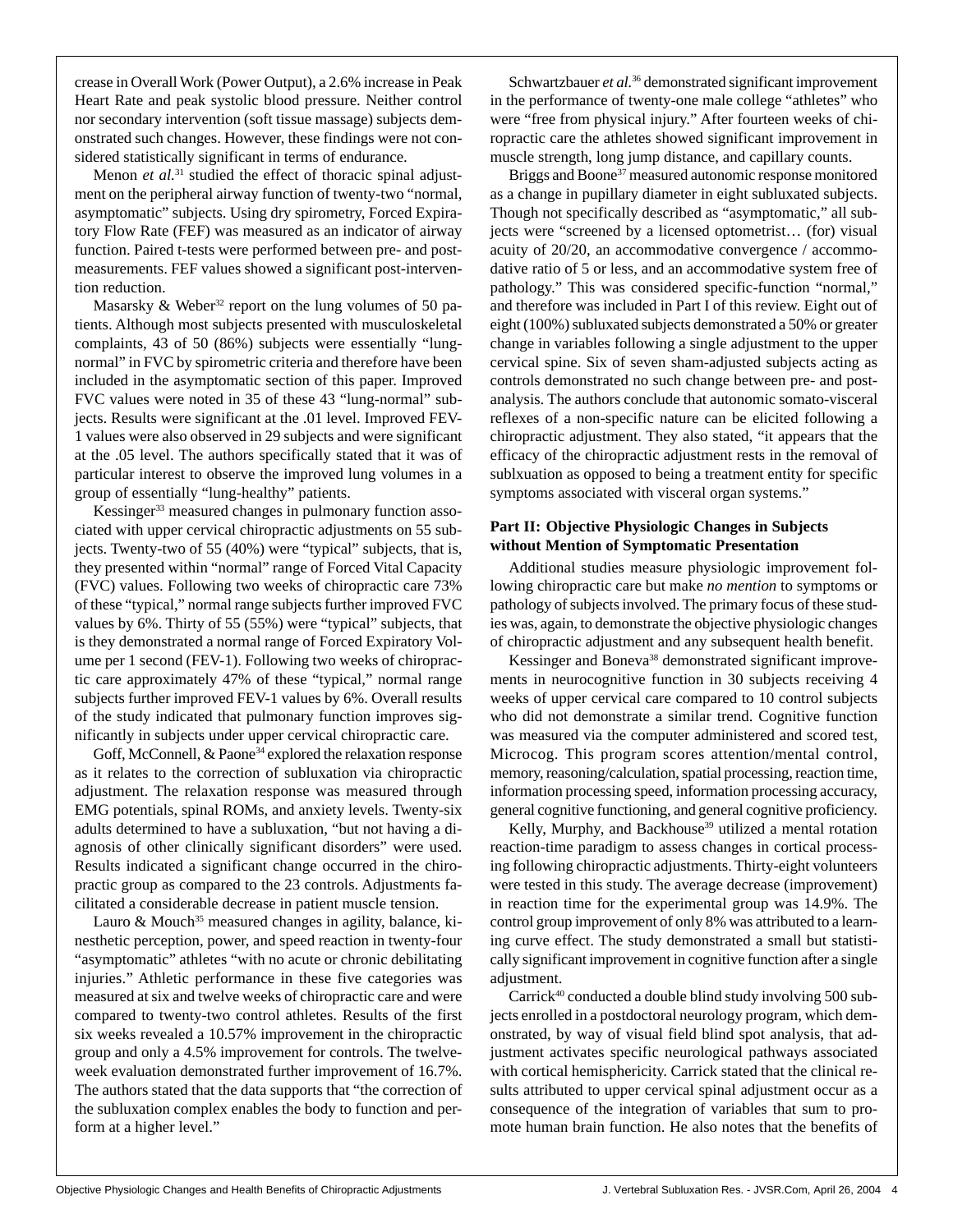crease in Overall Work (Power Output), a 2.6% increase in Peak Heart Rate and peak systolic blood pressure. Neither control nor secondary intervention (soft tissue massage) subjects demonstrated such changes. However, these findings were not considered statistically significant in terms of endurance.

Menon *et al.*[31] studied the effect of thoracic spinal adjustment on the peripheral airway function of twenty-two "normal, asymptomatic" subjects. Using dry spirometry, Forced Expiratory Flow Rate (FEF) was measured as an indicator of airway function. Paired t-tests were performed between pre- and post-measurements. FEF values showed a significant post-intervention reduction.

Masarsky & Weber[32] report on the lung volumes of 50 patients. Although most subjects presented with musculoskeletal complaints, 43 of 50 (86%) subjects were essentially "lung-normal" in FVC by spirometric criteria and therefore have been included in the asymptomatic section of this paper. Improved FVC values were noted in 35 of these 43 "lung-normal" subjects. Results were significant at the .01 level. Improved FEV-1 values were also observed in 29 subjects and were significant at the .05 level. The authors specifically stated that it was of particular interest to observe the improved lung volumes in a group of essentially "lung-healthy" patients.

Kessinger[33] measured changes in pulmonary function associated with upper cervical chiropractic adjustments on 55 subjects. Twenty-two of 55 (40%) were "typical" subjects, that is, they presented within "normal" range of Forced Vital Capacity (FVC) values. Following two weeks of chiropractic care 73% of these "typical," normal range subjects further improved FVC values by 6%. Thirty of 55 (55%) were "typical" subjects, that is they demonstrated a normal range of Forced Expiratory Volume per 1 second (FEV-1). Following two weeks of chiropractic care approximately 47% of these "typical," normal range subjects further improved FEV-1 values by 6%. Overall results of the study indicated that pulmonary function improves significantly in subjects under upper cervical chiropractic care.

Goff, McConnell, & Paone[34] explored the relaxation response as it relates to the correction of subluxation via chiropractic adjustment. The relaxation response was measured through EMG potentials, spinal ROMs, and anxiety levels. Twenty-six adults determined to have a subluxation, "but not having a diagnosis of other clinically significant disorders" were used. Results indicated a significant change occurred in the chiropractic group as compared to the 23 controls. Adjustments facilitated a considerable decrease in patient muscle tension.

Lauro & Mouch[35] measured changes in agility, balance, kinesthetic perception, power, and speed reaction in twenty-four "asymptomatic" athletes "with no acute or chronic debilitating injuries." Athletic performance in these five categories was measured at six and twelve weeks of chiropractic care and were compared to twenty-two control athletes. Results of the first six weeks revealed a 10.57% improvement in the chiropractic group and only a 4.5% improvement for controls. The twelve-week evaluation demonstrated further improvement of 16.7%. The authors stated that the data supports that "the correction of the subluxation complex enables the body to function and perform at a higher level."

Schwartzbauer *et al.*[36] demonstrated significant improvement in the performance of twenty-one male college "athletes" who were "free from physical injury." After fourteen weeks of chiropractic care the athletes showed significant improvement in muscle strength, long jump distance, and capillary counts.

Briggs and Boone[37] measured autonomic response monitored as a change in pupillary diameter in eight subluxated subjects. Though not specifically described as "asymptomatic," all subjects were "screened by a licensed optometrist… (for) visual acuity of 20/20, an accommodative convergence / accommodative ratio of 5 or less, and an accommodative system free of pathology." This was considered specific-function "normal," and therefore was included in Part I of this review. Eight out of eight (100%) subluxated subjects demonstrated a 50% or greater change in variables following a single adjustment to the upper cervical spine. Six of seven sham-adjusted subjects acting as controls demonstrated no such change between pre- and post-analysis. The authors conclude that autonomic somato-visceral reflexes of a non-specific nature can be elicited following a chiropractic adjustment. They also stated, "it appears that the efficacy of the chiropractic adjustment rests in the removal of sublxuation as opposed to being a treatment entity for specific symptoms associated with visceral organ systems."

### Part II: Objective Physiologic Changes in Subjects without Mention of Symptomatic Presentation

Additional studies measure physiologic improvement following chiropractic care but make *no mention* to symptoms or pathology of subjects involved. The primary focus of these studies was, again, to demonstrate the objective physiologic changes of chiropractic adjustment and any subsequent health benefit.

Kessinger and Boneva[38] demonstrated significant improvements in neurocognitive function in 30 subjects receiving 4 weeks of upper cervical care compared to 10 control subjects who did not demonstrate a similar trend. Cognitive function was measured via the computer administered and scored test, Microcog. This program scores attention/mental control, memory, reasoning/calculation, spatial processing, reaction time, information processing speed, information processing accuracy, general cognitive functioning, and general cognitive proficiency.

Kelly, Murphy, and Backhouse[39] utilized a mental rotation reaction-time paradigm to assess changes in cortical processing following chiropractic adjustments. Thirty-eight volunteers were tested in this study. The average decrease (improvement) in reaction time for the experimental group was 14.9%. The control group improvement of only 8% was attributed to a learning curve effect. The study demonstrated a small but statistically significant improvement in cognitive function after a single adjustment.

Carrick[40] conducted a double blind study involving 500 subjects enrolled in a postdoctoral neurology program, which demonstrated, by way of visual field blind spot analysis, that adjustment activates specific neurological pathways associated with cortical hemisphericity. Carrick stated that the clinical results attributed to upper cervical spinal adjustment occur as a consequence of the integration of variables that sum to promote human brain function. He also notes that the benefits of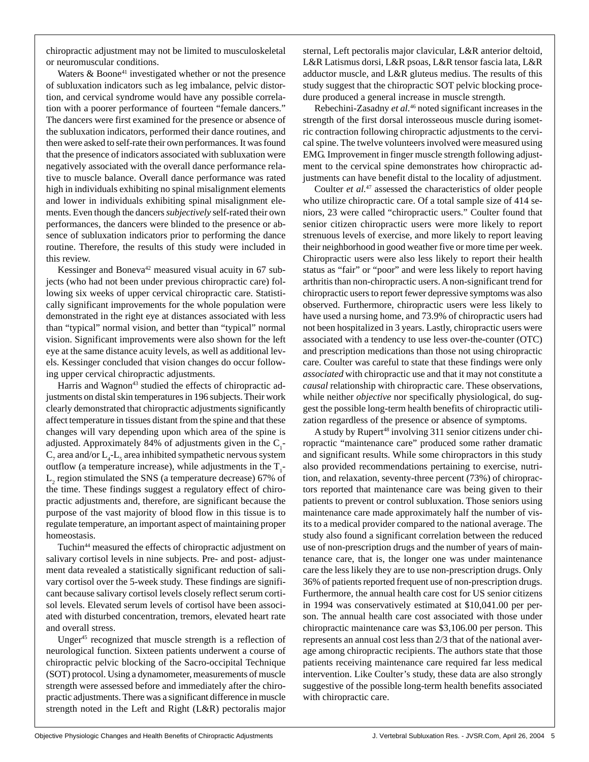chiropractic adjustment may not be limited to musculoskeletal or neuromuscular conditions.

Waters & Boone[41] investigated whether or not the presence of subluxation indicators such as leg imbalance, pelvic distortion, and cervical syndrome would have any possible correlation with a poorer performance of fourteen "female dancers." The dancers were first examined for the presence or absence of the subluxation indicators, performed their dance routines, and then were asked to self-rate their own performances. It was found that the presence of indicators associated with subluxation were negatively associated with the overall dance performance relative to muscle balance. Overall dance performance was rated high in individuals exhibiting no spinal misalignment elements and lower in individuals exhibiting spinal misalignment elements. Even though the dancers *subjectively* self-rated their own performances, the dancers were blinded to the presence or absence of subluxation indicators prior to performing the dance routine. Therefore, the results of this study were included in this review.

Kessinger and Boneva[42] measured visual acuity in 67 subjects (who had not been under previous chiropractic care) following six weeks of upper cervical chiropractic care. Statistically significant improvements for the whole population were demonstrated in the right eye at distances associated with less than "typical" normal vision, and better than "typical" normal vision. Significant improvements were also shown for the left eye at the same distance acuity levels, as well as additional levels. Kessinger concluded that vision changes do occur following upper cervical chiropractic adjustments.

Harris and Wagnon[43] studied the effects of chiropractic adjustments on distal skin temperatures in 196 subjects. Their work clearly demonstrated that chiropractic adjustments significantly affect temperature in tissues distant from the spine and that these changes will vary depending upon which area of the spine is adjusted. Approximately 84% of adjustments given in the $C_1$-$C_7$ area and/or $L_4$-$L_5$ area inhibited sympathetic nervous system outflow (a temperature increase), while adjustments in the $T_1$-$L_2$ region stimulated the SNS (a temperature decrease) 67% of the time. These findings suggest a regulatory effect of chiropractic adjustments and, therefore, are significant because the purpose of the vast majority of blood flow in this tissue is to regulate temperature, an important aspect of maintaining proper homeostasis.

Tuchin[44] measured the effects of chiropractic adjustment on salivary cortisol levels in nine subjects. Pre- and post- adjustment data revealed a statistically significant reduction of salivary cortisol over the 5-week study. These findings are significant because salivary cortisol levels closely reflect serum cortisol levels. Elevated serum levels of cortisol have been associated with disturbed concentration, tremors, elevated heart rate and overall stress.

Unger[45] recognized that muscle strength is a reflection of neurological function. Sixteen patients underwent a course of chiropractic pelvic blocking of the Sacro-occipital Technique (SOT) protocol. Using a dynamometer, measurements of muscle strength were assessed before and immediately after the chiropractic adjustments. There was a significant difference in muscle strength noted in the Left and Right (L&R) pectoralis major sternal, Left pectoralis major clavicular, L&R anterior deltoid, L&R Latismus dorsi, L&R psoas, L&R tensor fascia lata, L&R adductor muscle, and L&R gluteus medius. The results of this study suggest that the chiropractic SOT pelvic blocking procedure produced a general increase in muscle strength.

Rebechini-Zasadny *et al.*[46] noted significant increases in the strength of the first dorsal interosseous muscle during isometric contraction following chiropractic adjustments to the cervical spine. The twelve volunteers involved were measured using EMG. Improvement in finger muscle strength following adjustment to the cervical spine demonstrates how chiropractic adjustments can have benefit distal to the locality of adjustment.

Coulter *et al.*[47] assessed the characteristics of older people who utilize chiropractic care. Of a total sample size of 414 seniors, 23 were called "chiropractic users." Coulter found that senior citizen chiropractic users were more likely to report strenuous levels of exercise, and more likely to report leaving their neighborhood in good weather five or more time per week. Chiropractic users were also less likely to report their health status as "fair" or "poor" and were less likely to report having arthritis than non-chiropractic users. A non-significant trend for chiropractic users to report fewer depressive symptoms was also observed. Furthermore, chiropractic users were less likely to have used a nursing home, and 73.9% of chiropractic users had not been hospitalized in 3 years. Lastly, chiropractic users were associated with a tendency to use less over-the-counter (OTC) and prescription medications than those not using chiropractic care. Coulter was careful to state that these findings were only *associated* with chiropractic use and that it may not constitute a *causal* relationship with chiropractic care. These observations, while neither *objective* nor specifically physiological, do suggest the possible long-term health benefits of chiropractic utilization regardless of the presence or absence of symptoms.

A study by Rupert[48] involving 311 senior citizens under chiropractic "maintenance care" produced some rather dramatic and significant results. While some chiropractors in this study also provided recommendations pertaining to exercise, nutrition, and relaxation, seventy-three percent (73%) of chiropractors reported that maintenance care was being given to their patients to prevent or control subluxation. Those seniors using maintenance care made approximately half the number of visits to a medical provider compared to the national average. The study also found a significant correlation between the reduced use of non-prescription drugs and the number of years of maintenance care, that is, the longer one was under maintenance care the less likely they are to use non-prescription drugs. Only 36% of patients reported frequent use of non-prescription drugs. Furthermore, the annual health care cost for US senior citizens in 1994 was conservatively estimated at $10,041.00 per person. The annual health care cost associated with those under chiropractic maintenance care was $3,106.00 per person. This represents an annual cost less than 2/3 that of the national average among chiropractic recipients. The authors state that those patients receiving maintenance care required far less medical intervention. Like Coulter's study, these data are also strongly suggestive of the possible long-term health benefits associated with chiropractic care.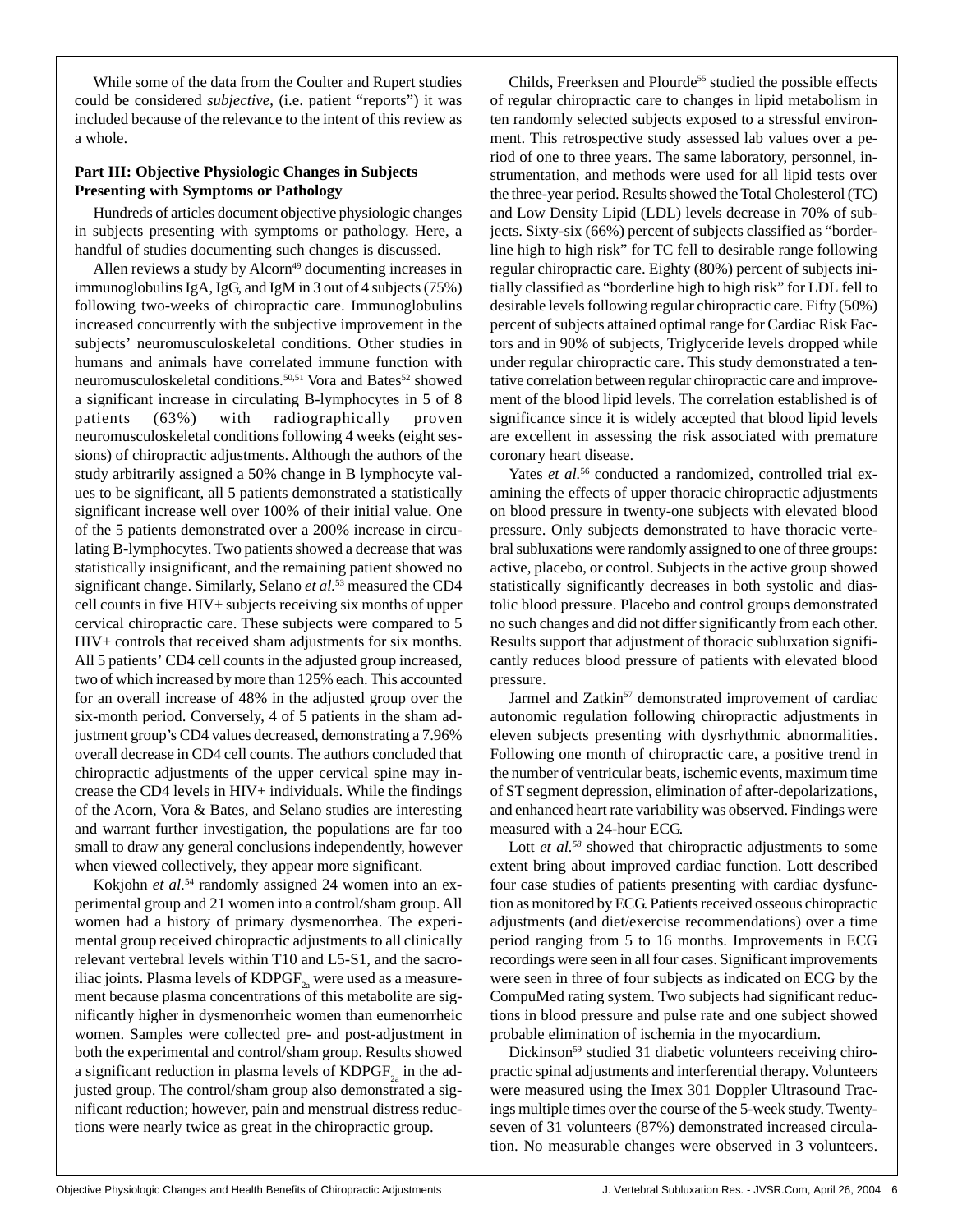While some of the data from the Coulter and Rupert studies could be considered *subjective*, (i.e. patient "reports") it was included because of the relevance to the intent of this review as a whole.

### Part III: Objective Physiologic Changes in Subjects Presenting with Symptoms or Pathology

Hundreds of articles document objective physiologic changes in subjects presenting with symptoms or pathology. Here, a handful of studies documenting such changes is discussed.

Allen reviews a study by Alcorn[49] documenting increases in immunoglobulins IgA, IgG, and IgM in 3 out of 4 subjects (75%) following two-weeks of chiropractic care. Immunoglobulins increased concurrently with the subjective improvement in the subjects' neuromusculoskeletal conditions. Other studies in humans and animals have correlated immune function with neuromusculoskeletal conditions.[50,51] Vora and Bates[52] showed a significant increase in circulating B-lymphocytes in 5 of 8 patients (63%) with radiographically proven neuromusculoskeletal conditions following 4 weeks (eight sessions) of chiropractic adjustments. Although the authors of the study arbitrarily assigned a 50% change in B lymphocyte values to be significant, all 5 patients demonstrated a statistically significant increase well over 100% of their initial value. One of the 5 patients demonstrated over a 200% increase in circulating B-lymphocytes. Two patients showed a decrease that was statistically insignificant, and the remaining patient showed no significant change. Similarly, Selano *et al.*[53] measured the CD4 cell counts in five HIV+ subjects receiving six months of upper cervical chiropractic care. These subjects were compared to 5 HIV+ controls that received sham adjustments for six months. All 5 patients' CD4 cell counts in the adjusted group increased, two of which increased by more than 125% each. This accounted for an overall increase of 48% in the adjusted group over the six-month period. Conversely, 4 of 5 patients in the sham adjustment group's CD4 values decreased, demonstrating a 7.96% overall decrease in CD4 cell counts. The authors concluded that chiropractic adjustments of the upper cervical spine may increase the CD4 levels in HIV+ individuals. While the findings of the Acorn, Vora & Bates, and Selano studies are interesting and warrant further investigation, the populations are far too small to draw any general conclusions independently, however when viewed collectively, they appear more significant.

Kokjohn *et al.*[54] randomly assigned 24 women into an experimental group and 21 women into a control/sham group. All women had a history of primary dysmenorrhea. The experimental group received chiropractic adjustments to all clinically relevant vertebral levels within T10 and L5-S1, and the sacroiliac joints. Plasma levels of $KDPGF_{2a}$ were used as a measurement because plasma concentrations of this metabolite are significantly higher in dysmenorrheic women than eumenorrheic women. Samples were collected pre- and post-adjustment in both the experimental and control/sham group. Results showed a significant reduction in plasma levels of $KDPGF_{2a}$ in the adjusted group. The control/sham group also demonstrated a significant reduction; however, pain and menstrual distress reductions were nearly twice as great in the chiropractic group.

Childs, Freerksen and Plourde[55] studied the possible effects of regular chiropractic care to changes in lipid metabolism in ten randomly selected subjects exposed to a stressful environment. This retrospective study assessed lab values over a period of one to three years. The same laboratory, personnel, instrumentation, and methods were used for all lipid tests over the three-year period. Results showed the Total Cholesterol (TC) and Low Density Lipid (LDL) levels decrease in 70% of subjects. Sixty-six (66%) percent of subjects classified as "borderline high to high risk" for TC fell to desirable range following regular chiropractic care. Eighty (80%) percent of subjects initially classified as "borderline high to high risk" for LDL fell to desirable levels following regular chiropractic care. Fifty (50%) percent of subjects attained optimal range for Cardiac Risk Factors and in 90% of subjects, Triglyceride levels dropped while under regular chiropractic care. This study demonstrated a tentative correlation between regular chiropractic care and improvement of the blood lipid levels. The correlation established is of significance since it is widely accepted that blood lipid levels are excellent in assessing the risk associated with premature coronary heart disease.

Yates *et al.*[56] conducted a randomized, controlled trial examining the effects of upper thoracic chiropractic adjustments on blood pressure in twenty-one subjects with elevated blood pressure. Only subjects demonstrated to have thoracic vertebral subluxations were randomly assigned to one of three groups: active, placebo, or control. Subjects in the active group showed statistically significantly decreases in both systolic and diastolic blood pressure. Placebo and control groups demonstrated no such changes and did not differ significantly from each other. Results support that adjustment of thoracic subluxation significantly reduces blood pressure of patients with elevated blood pressure.

Jarmel and Zatkin[57] demonstrated improvement of cardiac autonomic regulation following chiropractic adjustments in eleven subjects presenting with dysrhythmic abnormalities. Following one month of chiropractic care, a positive trend in the number of ventricular beats, ischemic events, maximum time of ST segment depression, elimination of after-depolarizations, and enhanced heart rate variability was observed. Findings were measured with a 24-hour ECG.

Lott *et al.*[58] showed that chiropractic adjustments to some extent bring about improved cardiac function. Lott described four case studies of patients presenting with cardiac dysfunction as monitored by ECG. Patients received osseous chiropractic adjustments (and diet/exercise recommendations) over a time period ranging from 5 to 16 months. Improvements in ECG recordings were seen in all four cases. Significant improvements were seen in three of four subjects as indicated on ECG by the CompuMed rating system. Two subjects had significant reductions in blood pressure and pulse rate and one subject showed probable elimination of ischemia in the myocardium.

Dickinson[59] studied 31 diabetic volunteers receiving chiropractic spinal adjustments and interferential therapy. Volunteers were measured using the Imex 301 Doppler Ultrasound Tracings multiple times over the course of the 5-week study. Twenty-seven of 31 volunteers (87%) demonstrated increased circulation. No measurable changes were observed in 3 volunteers.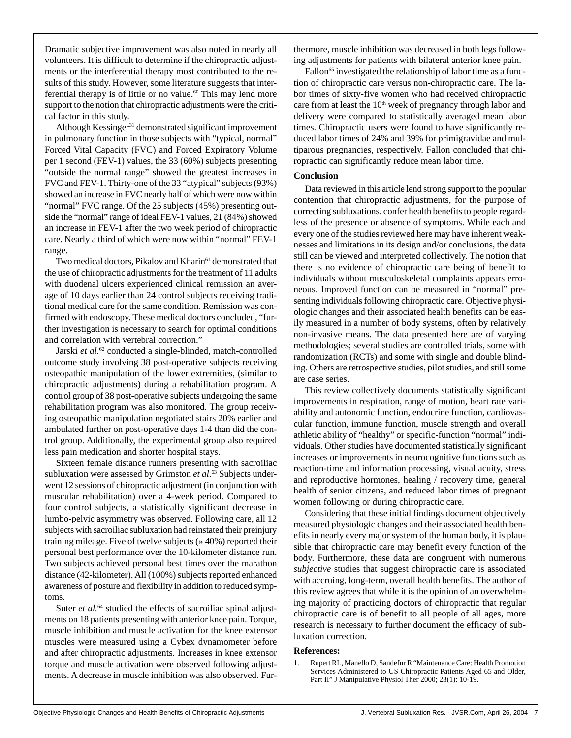Dramatic subjective improvement was also noted in nearly all volunteers. It is difficult to determine if the chiropractic adjustments or the interferential therapy most contributed to the results of this study. However, some literature suggests that interferential therapy is of little or no value.[60] This may lend more support to the notion that chiropractic adjustments were the critical factor in this study.

Although Kessinger[31] demonstrated significant improvement in pulmonary function in those subjects with "typical, normal" Forced Vital Capacity (FVC) and Forced Expiratory Volume per 1 second (FEV-1) values, the 33 (60%) subjects presenting "outside the normal range" showed the greatest increases in FVC and FEV-1. Thirty-one of the 33 "atypical" subjects (93%) showed an increase in FVC nearly half of which were now within "normal" FVC range. Of the 25 subjects (45%) presenting outside the "normal" range of ideal FEV-1 values, 21 (84%) showed an increase in FEV-1 after the two week period of chiropractic care. Nearly a third of which were now within "normal" FEV-1 range.

Two medical doctors, Pikalov and Kharin[61] demonstrated that the use of chiropractic adjustments for the treatment of 11 adults with duodenal ulcers experienced clinical remission an average of 10 days earlier than 24 control subjects receiving traditional medical care for the same condition. Remission was confirmed with endoscopy. These medical doctors concluded, "further investigation is necessary to search for optimal conditions and correlation with vertebral correction."

Jarski *et al.*[62] conducted a single-blinded, match-controlled outcome study involving 38 post-operative subjects receiving osteopathic manipulation of the lower extremities, (similar to chiropractic adjustments) during a rehabilitation program. A control group of 38 post-operative subjects undergoing the same rehabilitation program was also monitored. The group receiving osteopathic manipulation negotiated stairs 20% earlier and ambulated further on post-operative days 1-4 than did the control group. Additionally, the experimental group also required less pain medication and shorter hospital stays.

Sixteen female distance runners presenting with sacroiliac subluxation were assessed by Grimston *et al.*[63] Subjects underwent 12 sessions of chiropractic adjustment (in conjunction with muscular rehabilitation) over a 4-week period. Compared to four control subjects, a statistically significant decrease in lumbo-pelvic asymmetry was observed. Following care, all 12 subjects with sacroiliac subluxation had reinstated their preinjury training mileage. Five of twelve subjects (» 40%) reported their personal best performance over the 10-kilometer distance run. Two subjects achieved personal best times over the marathon distance (42-kilometer). All (100%) subjects reported enhanced awareness of posture and flexibility in addition to reduced symptoms.

Suter *et al.*[64] studied the effects of sacroiliac spinal adjustments on 18 patients presenting with anterior knee pain. Torque, muscle inhibition and muscle activation for the knee extensor muscles were measured using a Cybex dynamometer before and after chiropractic adjustments. Increases in knee extensor torque and muscle activation were observed following adjustments. A decrease in muscle inhibition was also observed. Furthermore, muscle inhibition was decreased in both legs following adjustments for patients with bilateral anterior knee pain.

Fallon[65] investigated the relationship of labor time as a function of chiropractic care versus non-chiropractic care. The labor times of sixty-five women who had received chiropractic care from at least the 10th week of pregnancy through labor and delivery were compared to statistically averaged mean labor times. Chiropractic users were found to have significantly reduced labor times of 24% and 39% for primigravidae and multiparous pregnancies, respectively. Fallon concluded that chiropractic can significantly reduce mean labor time.

**Conclusion**

Data reviewed in this article lend strong support to the popular contention that chiropractic adjustments, for the purpose of correcting subluxations, confer health benefits to people regardless of the presence or absence of symptoms. While each and every one of the studies reviewed here may have inherent weaknesses and limitations in its design and/or conclusions, the data still can be viewed and interpreted collectively. The notion that there is no evidence of chiropractic care being of benefit to individuals without musculoskeletal complaints appears erroneous. Improved function can be measured in "normal" presenting individuals following chiropractic care. Objective physiologic changes and their associated health benefits can be easily measured in a number of body systems, often by relatively non-invasive means. The data presented here are of varying methodologies; several studies are controlled trials, some with randomization (RCTs) and some with single and double blinding. Others are retrospective studies, pilot studies, and still some are case series.

This review collectively documents statistically significant improvements in respiration, range of motion, heart rate variability and autonomic function, endocrine function, cardiovascular function, immune function, muscle strength and overall athletic ability of "healthy" or specific-function "normal" individuals. Other studies have documented statistically significant increases or improvements in neurocognitive functions such as reaction-time and information processing, visual acuity, stress and reproductive hormones, healing / recovery time, general health of senior citizens, and reduced labor times of pregnant women following or during chiropractic care.

Considering that these initial findings document objectively measured physiologic changes and their associated health benefits in nearly every major system of the human body, it is plausible that chiropractic care may benefit every function of the body. Furthermore, these data are congruent with numerous *subjective* studies that suggest chiropractic care is associated with accruing, long-term, overall health benefits. The author of this review agrees that while it is the opinion of an overwhelming majority of practicing doctors of chiropractic that regular chiropractic care is of benefit to all people of all ages, more research is necessary to further document the efficacy of subluxation correction.

**References:**

1. Rupert RL, Manello D, Sandefur R "Maintenance Care: Health Promotion Services Administered to US Chiropractic Patients Aged 65 and Older, Part II" J Manipulative Physiol Ther 2000; 23(1): 10-19.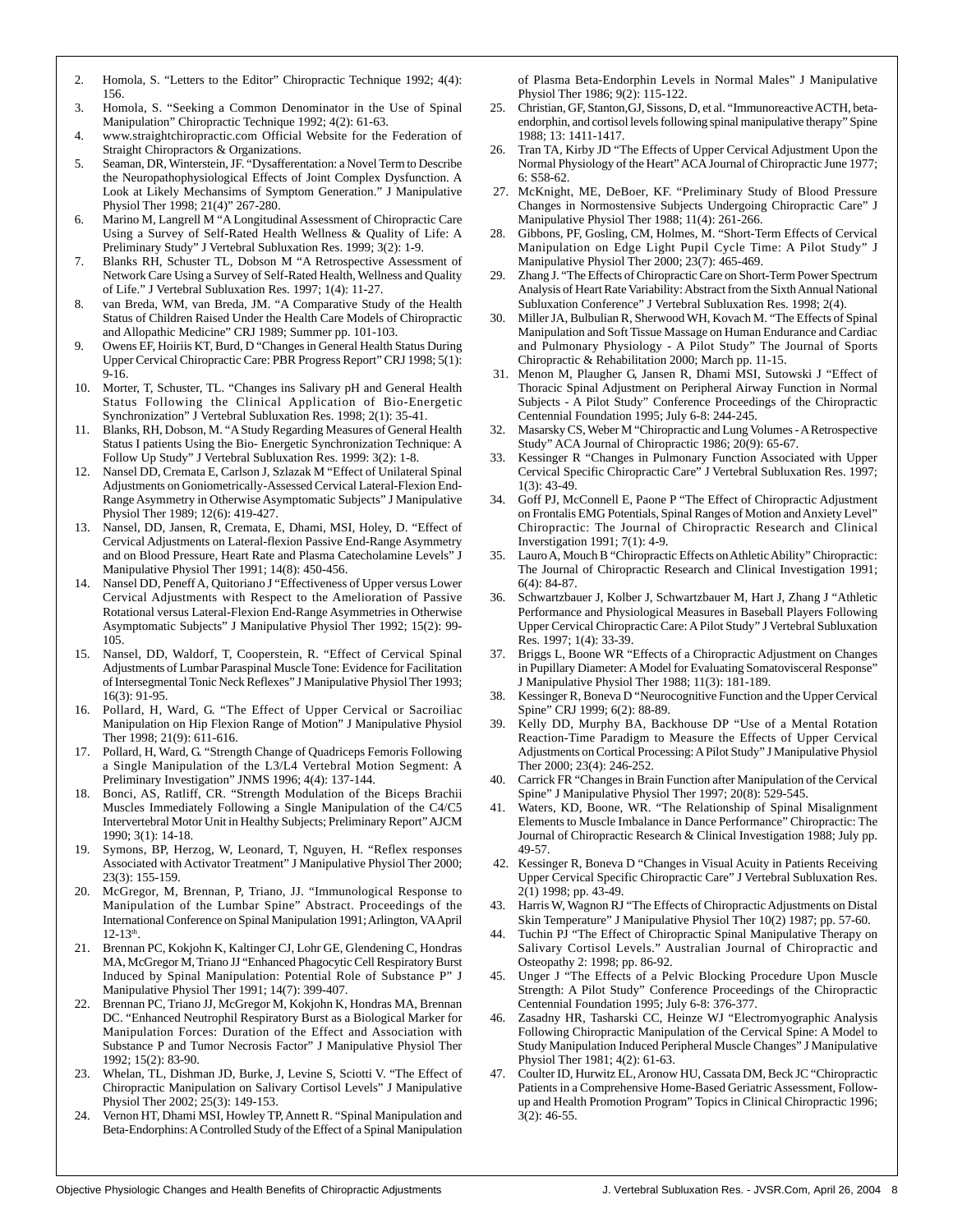2. Homola, S. "Letters to the Editor" Chiropractic Technique 1992; 4(4): 156.
3. Homola, S. "Seeking a Common Denominator in the Use of Spinal Manipulation" Chiropractic Technique 1992; 4(2): 61-63.
4. www.straightchiropractic.com Official Website for the Federation of Straight Chiropractors & Organizations.
5. Seaman, DR, Winterstein, JF. "Dysafferentation: a Novel Term to Describe the Neuropathophysiological Effects of Joint Complex Dysfunction. A Look at Likely Mechansims of Symptom Generation." J Manipulative Physiol Ther 1998; 21(4)" 267-280.
6. Marino M, Langrell M "A Longitudinal Assessment of Chiropractic Care Using a Survey of Self-Rated Health Wellness & Quality of Life: A Preliminary Study" J Vertebral Subluxation Res. 1999; 3(2): 1-9.
7. Blanks RH, Schuster TL, Dobson M "A Retrospective Assessment of Network Care Using a Survey of Self-Rated Health, Wellness and Quality of Life." J Vertebral Subluxation Res. 1997; 1(4): 11-27.
8. van Breda, WM, van Breda, JM. "A Comparative Study of the Health Status of Children Raised Under the Health Care Models of Chiropractic and Allopathic Medicine" CRJ 1989; Summer pp. 101-103.
9. Owens EF, Hoiriis KT, Burd, D "Changes in General Health Status During Upper Cervical Chiropractic Care: PBR Progress Report" CRJ 1998; 5(1): 9-16.
10. Morter, T, Schuster, TL. "Changes ins Salivary pH and General Health Status Following the Clinical Application of Bio-Energetic Synchronization" J Vertebral Subluxation Res. 1998; 2(1): 35-41.
11. Blanks, RH, Dobson, M. "A Study Regarding Measures of General Health Status I patients Using the Bio- Energetic Synchronization Technique: A Follow Up Study" J Vertebral Subluxation Res. 1999: 3(2): 1-8.
12. Nansel DD, Cremata E, Carlson J, Szlazak M "Effect of Unilateral Spinal Adjustments on Goniometrically-Assessed Cervical Lateral-Flexion End-Range Asymmetry in Otherwise Asymptomatic Subjects" J Manipulative Physiol Ther 1989; 12(6): 419-427.
13. Nansel, DD, Jansen, R, Cremata, E, Dhami, MSI, Holey, D. "Effect of Cervical Adjustments on Lateral-flexion Passive End-Range Asymmetry and on Blood Pressure, Heart Rate and Plasma Catecholamine Levels" J Manipulative Physiol Ther 1991; 14(8): 450-456.
14. Nansel DD, Peneff A, Quitoriano J "Effectiveness of Upper versus Lower Cervical Adjustments with Respect to the Amelioration of Passive Rotational versus Lateral-Flexion End-Range Asymmetries in Otherwise Asymptomatic Subjects" J Manipulative Physiol Ther 1992; 15(2): 99-105.
15. Nansel, DD, Waldorf, T, Cooperstein, R. "Effect of Cervical Spinal Adjustments of Lumbar Paraspinal Muscle Tone: Evidence for Facilitation of Intersegmental Tonic Neck Reflexes" J Manipulative Physiol Ther 1993; 16(3): 91-95.
16. Pollard, H, Ward, G. "The Effect of Upper Cervical or Sacroiliac Manipulation on Hip Flexion Range of Motion" J Manipulative Physiol Ther 1998; 21(9): 611-616.
17. Pollard, H, Ward, G. "Strength Change of Quadriceps Femoris Following a Single Manipulation of the L3/L4 Vertebral Motion Segment: A Preliminary Investigation" JNMS 1996; 4(4): 137-144.
18. Bonci, AS, Ratliff, CR. "Strength Modulation of the Biceps Brachii Muscles Immediately Following a Single Manipulation of the C4/C5 Intervertebral Motor Unit in Healthy Subjects; Preliminary Report" AJCM 1990; 3(1): 14-18.
19. Symons, BP, Herzog, W, Leonard, T, Nguyen, H. "Reflex responses Associated with Activator Treatment" J Manipulative Physiol Ther 2000; 23(3): 155-159.
20. McGregor, M, Brennan, P, Triano, JJ. "Immunological Response to Manipulation of the Lumbar Spine" Abstract. Proceedings of the International Conference on Spinal Manipulation 1991; Arlington, VA April 12-13th.
21. Brennan PC, Kokjohn K, Kaltinger CJ, Lohr GE, Glendening C, Hondras MA, McGregor M, Triano JJ "Enhanced Phagocytic Cell Respiratory Burst Induced by Spinal Manipulation: Potential Role of Substance P" J Manipulative Physiol Ther 1991; 14(7): 399-407.
22. Brennan PC, Triano JJ, McGregor M, Kokjohn K, Hondras MA, Brennan DC. "Enhanced Neutrophil Respiratory Burst as a Biological Marker for Manipulation Forces: Duration of the Effect and Association with Substance P and Tumor Necrosis Factor" J Manipulative Physiol Ther 1992; 15(2): 83-90.
23. Whelan, TL, Dishman JD, Burke, J, Levine S, Sciotti V. "The Effect of Chiropractic Manipulation on Salivary Cortisol Levels" J Manipulative Physiol Ther 2002; 25(3): 149-153.
24. Vernon HT, Dhami MSI, Howley TP, Annett R. "Spinal Manipulation and Beta-Endorphins: A Controlled Study of the Effect of a Spinal Manipulation of Plasma Beta-Endorphin Levels in Normal Males" J Manipulative Physiol Ther 1986; 9(2): 115-122.
25. Christian, GF, Stanton,GJ, Sissons, D, et al. "Immunoreactive ACTH, beta-endorphin, and cortisol levels following spinal manipulative therapy" Spine 1988; 13: 1411-1417.
26. Tran TA, Kirby JD "The Effects of Upper Cervical Adjustment Upon the Normal Physiology of the Heart" ACA Journal of Chiropractic June 1977; 6: S58-62.
27. McKnight, ME, DeBoer, KF. "Preliminary Study of Blood Pressure Changes in Normostensive Subjects Undergoing Chiropractic Care" J Manipulative Physiol Ther 1988; 11(4): 261-266.
28. Gibbons, PF, Gosling, CM, Holmes, M. "Short-Term Effects of Cervical Manipulation on Edge Light Pupil Cycle Time: A Pilot Study" J Manipulative Physiol Ther 2000; 23(7): 465-469.
29. Zhang J. "The Effects of Chiropractic Care on Short-Term Power Spectrum Analysis of Heart Rate Variability: Abstract from the Sixth Annual National Subluxation Conference" J Vertebral Subluxation Res. 1998; 2(4).
30. Miller JA, Bulbulian R, Sherwood WH, Kovach M. "The Effects of Spinal Manipulation and Soft Tissue Massage on Human Endurance and Cardiac and Pulmonary Physiology - A Pilot Study" The Journal of Sports Chiropractic & Rehabilitation 2000; March pp. 11-15.
31. Menon M, Plaugher G, Jansen R, Dhami MSI, Sutowski J "Effect of Thoracic Spinal Adjustment on Peripheral Airway Function in Normal Subjects - A Pilot Study" Conference Proceedings of the Chiropractic Centennial Foundation 1995; July 6-8: 244-245.
32. Masarsky CS, Weber M "Chiropractic and Lung Volumes - A Retrospective Study" ACA Journal of Chiropractic 1986; 20(9): 65-67.
33. Kessinger R "Changes in Pulmonary Function Associated with Upper Cervical Specific Chiropractic Care" J Vertebral Subluxation Res. 1997; 1(3): 43-49.
34. Goff PJ, McConnell E, Paone P "The Effect of Chiropractic Adjustment on Frontalis EMG Potentials, Spinal Ranges of Motion and Anxiety Level" Chiropractic: The Journal of Chiropractic Research and Clinical Inverstigation 1991; 7(1): 4-9.
35. Lauro A, Mouch B "Chiropractic Effects on Athletic Ability" Chiropractic: The Journal of Chiropractic Research and Clinical Investigation 1991; 6(4): 84-87.
36. Schwartzbauer J, Kolber J, Schwartzbauer M, Hart J, Zhang J "Athletic Performance and Physiological Measures in Baseball Players Following Upper Cervical Chiropractic Care: A Pilot Study" J Vertebral Subluxation Res. 1997; 1(4): 33-39.
37. Briggs L, Boone WR "Effects of a Chiropractic Adjustment on Changes in Pupillary Diameter: A Model for Evaluating Somatovisceral Response" J Manipulative Physiol Ther 1988; 11(3): 181-189.
38. Kessinger R, Boneva D "Neurocognitive Function and the Upper Cervical Spine" CRJ 1999; 6(2): 88-89.
39. Kelly DD, Murphy BA, Backhouse DP "Use of a Mental Rotation Reaction-Time Paradigm to Measure the Effects of Upper Cervical Adjustments on Cortical Processing: A Pilot Study" J Manipulative Physiol Ther 2000; 23(4): 246-252.
40. Carrick FR "Changes in Brain Function after Manipulation of the Cervical Spine" J Manipulative Physiol Ther 1997; 20(8): 529-545.
41. Waters, KD, Boone, WR. "The Relationship of Spinal Misalignment Elements to Muscle Imbalance in Dance Performance" Chiropractic: The Journal of Chiropractic Research & Clinical Investigation 1988; July pp. 49-57.
42. Kessinger R, Boneva D "Changes in Visual Acuity in Patients Receiving Upper Cervical Specific Chiropractic Care" J Vertebral Subluxation Res. 2(1) 1998; pp. 43-49.
43. Harris W, Wagnon RJ "The Effects of Chiropractic Adjustments on Distal Skin Temperature" J Manipulative Physiol Ther 10(2) 1987; pp. 57-60.
44. Tuchin PJ "The Effect of Chiropractic Spinal Manipulative Therapy on Salivary Cortisol Levels." Australian Journal of Chiropractic and Osteopathy 2: 1998; pp. 86-92.
45. Unger J "The Effects of a Pelvic Blocking Procedure Upon Muscle Strength: A Pilot Study" Conference Proceedings of the Chiropractic Centennial Foundation 1995; July 6-8: 376-377.
46. Zasadny HR, Tasharski CC, Heinze WJ "Electromyographic Analysis Following Chiropractic Manipulation of the Cervical Spine: A Model to Study Manipulation Induced Peripheral Muscle Changes" J Manipulative Physiol Ther 1981; 4(2): 61-63.
47. Coulter ID, Hurwitz EL, Aronow HU, Cassata DM, Beck JC "Chiropractic Patients in a Comprehensive Home-Based Geriatric Assessment, Follow-up and Health Promotion Program" Topics in Clinical Chiropractic 1996; 3(2): 46-55.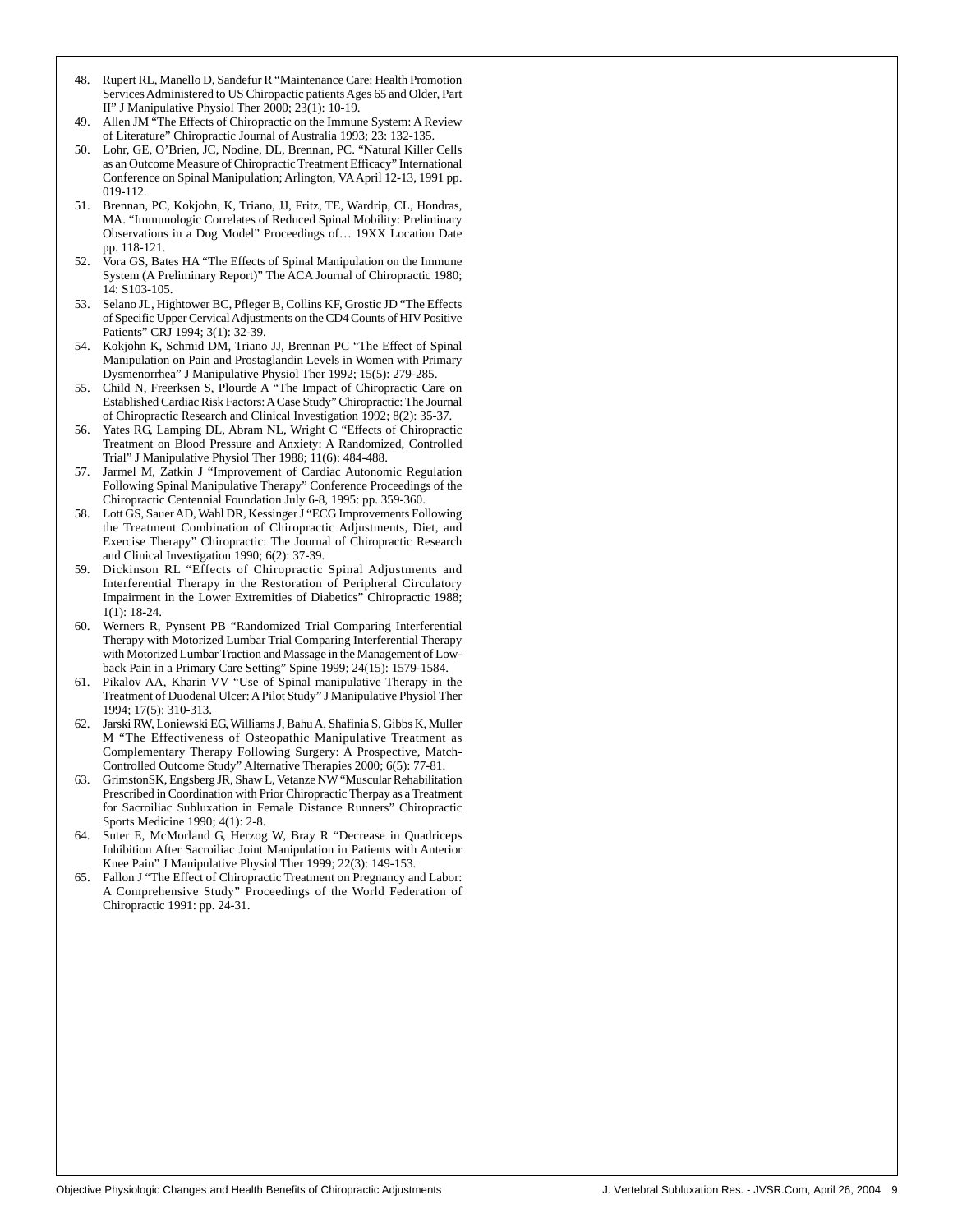48. Rupert RL, Manello D, Sandefur R "Maintenance Care: Health Promotion Services Administered to US Chiropactic patients Ages 65 and Older, Part II" J Manipulative Physiol Ther 2000; 23(1): 10-19.
49. Allen JM "The Effects of Chiropractic on the Immune System: A Review of Literature" Chiropractic Journal of Australia 1993; 23: 132-135.
50. Lohr, GE, O'Brien, JC, Nodine, DL, Brennan, PC. "Natural Killer Cells as an Outcome Measure of Chiropractic Treatment Efficacy" International Conference on Spinal Manipulation; Arlington, VA April 12-13, 1991 pp. 019-112.
51. Brennan, PC, Kokjohn, K, Triano, JJ, Fritz, TE, Wardrip, CL, Hondras, MA. "Immunologic Correlates of Reduced Spinal Mobility: Preliminary Observations in a Dog Model" Proceedings of… 19XX Location Date pp. 118-121.
52. Vora GS, Bates HA "The Effects of Spinal Manipulation on the Immune System (A Preliminary Report)" The ACA Journal of Chiropractic 1980; 14: S103-105.
53. Selano JL, Hightower BC, Pfleger B, Collins KF, Grostic JD "The Effects of Specific Upper Cervical Adjustments on the CD4 Counts of HIV Positive Patients" CRJ 1994; 3(1): 32-39.
54. Kokjohn K, Schmid DM, Triano JJ, Brennan PC "The Effect of Spinal Manipulation on Pain and Prostaglandin Levels in Women with Primary Dysmenorrhea" J Manipulative Physiol Ther 1992; 15(5): 279-285.
55. Child N, Freerksen S, Plourde A "The Impact of Chiropractic Care on Established Cardiac Risk Factors: A Case Study" Chiropractic: The Journal of Chiropractic Research and Clinical Investigation 1992; 8(2): 35-37.
56. Yates RG, Lamping DL, Abram NL, Wright C "Effects of Chiropractic Treatment on Blood Pressure and Anxiety: A Randomized, Controlled Trial" J Manipulative Physiol Ther 1988; 11(6): 484-488.
57. Jarmel M, Zatkin J "Improvement of Cardiac Autonomic Regulation Following Spinal Manipulative Therapy" Conference Proceedings of the Chiropractic Centennial Foundation July 6-8, 1995: pp. 359-360.
58. Lott GS, Sauer AD, Wahl DR, Kessinger J "ECG Improvements Following the Treatment Combination of Chiropractic Adjustments, Diet, and Exercise Therapy" Chiropractic: The Journal of Chiropractic Research and Clinical Investigation 1990; 6(2): 37-39.
59. Dickinson RL "Effects of Chiropractic Spinal Adjustments and Interferential Therapy in the Restoration of Peripheral Circulatory Impairment in the Lower Extremities of Diabetics" Chiropractic 1988; 1(1): 18-24.
60. Werners R, Pynsent PB "Randomized Trial Comparing Interferential Therapy with Motorized Lumbar Trial Comparing Interferential Therapy with Motorized Lumbar Traction and Massage in the Management of Low-back Pain in a Primary Care Setting" Spine 1999; 24(15): 1579-1584.
61. Pikalov AA, Kharin VV "Use of Spinal manipulative Therapy in the Treatment of Duodenal Ulcer: A Pilot Study" J Manipulative Physiol Ther 1994; 17(5): 310-313.
62. Jarski RW, Loniewski EG, Williams J, Bahu A, Shafinia S, Gibbs K, Muller M "The Effectiveness of Osteopathic Manipulative Treatment as Complementary Therapy Following Surgery: A Prospective, Match-Controlled Outcome Study" Alternative Therapies 2000; 6(5): 77-81.
63. GrimstonSK, Engsberg JR, Shaw L, Vetanze NW "Muscular Rehabilitation Prescribed in Coordination with Prior Chiropractic Therpay as a Treatment for Sacroiliac Subluxation in Female Distance Runners" Chiropractic Sports Medicine 1990; 4(1): 2-8.
64. Suter E, McMorland G, Herzog W, Bray R "Decrease in Quadriceps Inhibition After Sacroiliac Joint Manipulation in Patients with Anterior Knee Pain" J Manipulative Physiol Ther 1999; 22(3): 149-153.
65. Fallon J "The Effect of Chiropractic Treatment on Pregnancy and Labor: A Comprehensive Study" Proceedings of the World Federation of Chiropractic 1991: pp. 24-31.